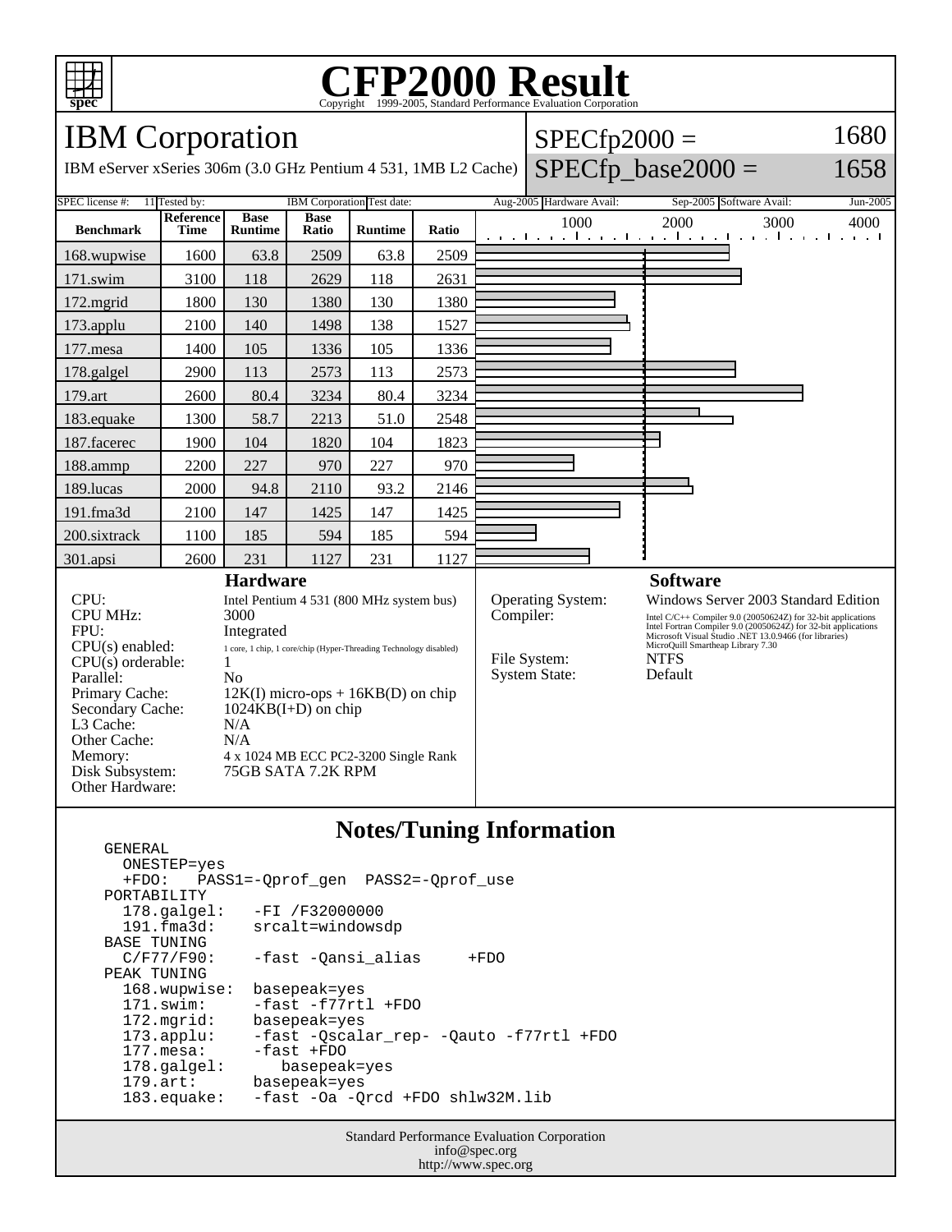# CFP2000 Result

Copyright 1999-2005, Standard Performance Evaluation Corporation

## IBM Corporation

IBM eServer xSeries 306m (3.0 GHz Pentium 4 531, 1MB L2 Cache)

SPECfp2000 = 1680

SPECfp_base2000 = 1658

| SPEC license #: | 11 | Tested by: | IBM Corporation | Test date: | Aug-2005 | Hardware Avail: | Sep-2005 | Software Avail: | Jun-2005 |
|---|---|---|---|---|---|---|---|---|---|

| Benchmark | Reference Time | Base Runtime | Base Ratio | Runtime | Ratio |
|---|---|---|---|---|---|
| 168.wupwise | 1600 | 63.8 | 2509 | 63.8 | 2509 |
| 171.swim | 3100 | 118 | 2629 | 118 | 2631 |
| 172.mgrid | 1800 | 130 | 1380 | 130 | 1380 |
| 173.applu | 2100 | 140 | 1498 | 138 | 1527 |
| 177.mesa | 1400 | 105 | 1336 | 105 | 1336 |
| 178.galgel | 2900 | 113 | 2573 | 113 | 2573 |
| 179.art | 2600 | 80.4 | 3234 | 80.4 | 3234 |
| 183.equake | 1300 | 58.7 | 2213 | 51.0 | 2548 |
| 187.facerec | 1900 | 104 | 1820 | 104 | 1823 |
| 188.ammp | 2200 | 227 | 970 | 227 | 970 |
| 189.lucas | 2000 | 94.8 | 2110 | 93.2 | 2146 |
| 191.fma3d | 2100 | 147 | 1425 | 147 | 1425 |
| 200.sixtrack | 1100 | 185 | 594 | 185 | 594 |
| 301.apsi | 2600 | 231 | 1127 | 231 | 1127 |

### Hardware

| | |
|---|---|
| CPU: | Intel Pentium 4 531 (800 MHz system bus) |
| CPU MHz: | 3000 |
| FPU: | Integrated |
| CPU(s) enabled: | 1 core, 1 chip, 1 core/chip (Hyper-Threading Technology disabled) |
| CPU(s) orderable: | 1 |
| Parallel: | No |
| Primary Cache: | 12K(I) micro-ops + 16KB(D) on chip |
| Secondary Cache: | 1024KB(I+D) on chip |
| L3 Cache: | N/A |
| Other Cache: | N/A |
| Memory: | 4 x 1024 MB ECC PC2-3200 Single Rank |
| Disk Subsystem: | 75GB SATA 7.2K RPM |
| Other Hardware: | |

### Software

| | |
|---|---|
| Operating System: | Windows Server 2003 Standard Edition |
| Compiler: | Intel C/C++ Compiler 9.0 (20050624Z) for 32-bit applications<br>Intel Fortran Compiler 9.0 (20050624Z) for 32-bit applications<br>Microsoft Visual Studio .NET 13.0.9466 (for libraries)<br>MicroQuill Smartheap Library 7.30 |
| File System: | NTFS |
| System State: | Default |

## Notes/Tuning Information

```
GENERAL
  ONESTEP=yes
  +FDO:   PASS1=-Qprof_gen  PASS2=-Qprof_use
PORTABILITY
  178.galgel:   -FI /F32000000
  191.fma3d:    srcalt=windowsdp
BASE TUNING
  C/F77/F90:    -fast -Qansi_alias     +FDO
PEAK TUNING
  168.wupwise:  basepeak=yes
  171.swim:     -fast -f77rtl +FDO
  172.mgrid:    basepeak=yes
  173.applu:    -fast -Qscalar_rep- -Qauto -f77rtl +FDO
  177.mesa:     -fast +FDO
  178.galgel:      basepeak=yes
  179.art:      basepeak=yes
  183.equake:   -fast -Oa -Qrcd +FDO shlw32M.lib
```

Standard Performance Evaluation Corporation
info@spec.org
http://www.spec.org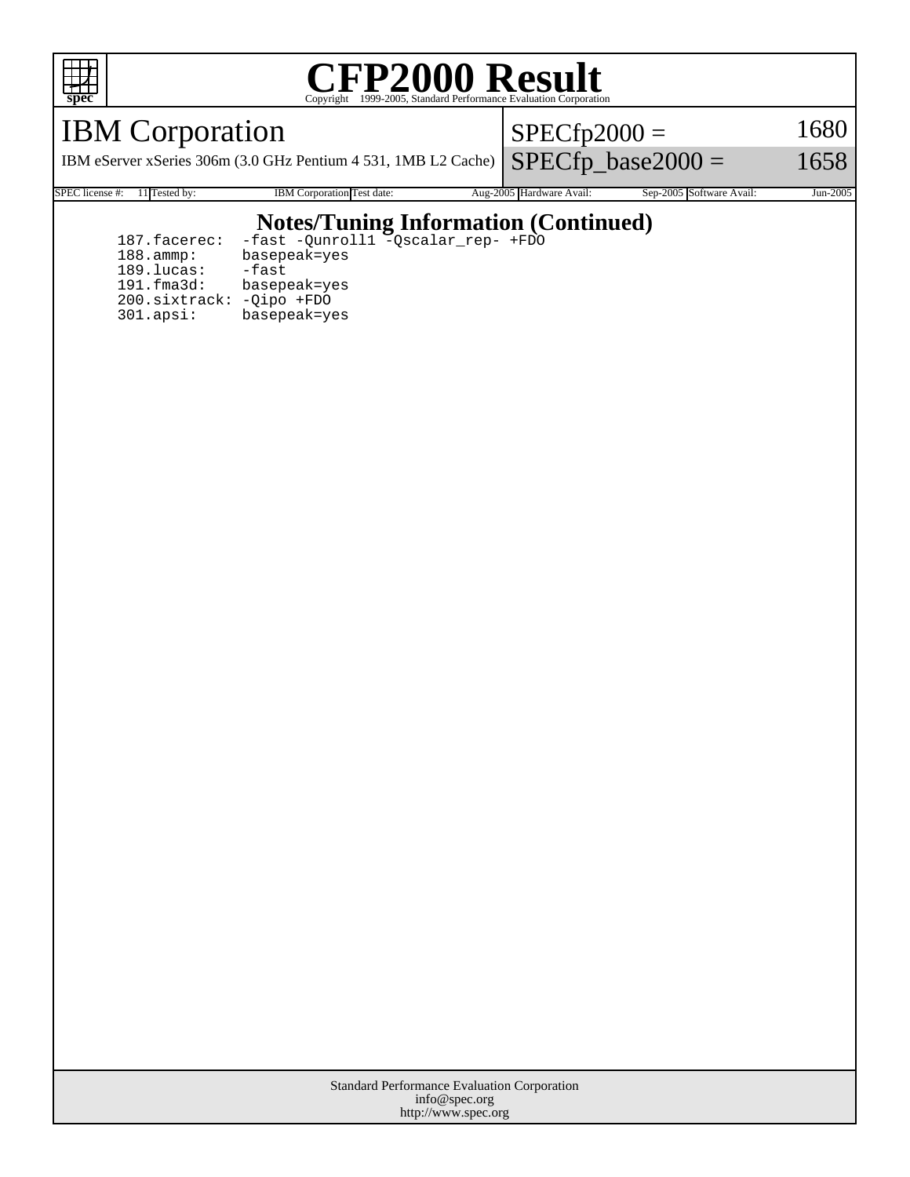# CFP2000 Result

Copyright 1999-2005, Standard Performance Evaluation Corporation

## IBM Corporation

IBM eServer xSeries 306m (3.0 GHz Pentium 4 531, 1MB L2 Cache)

SPECfp2000 = 1680

SPECfp_base2000 = 1658

| SPEC license #: | 11 | Tested by: | IBM Corporation | Test date: | Aug-2005 | Hardware Avail: | Sep-2005 | Software Avail: | Jun-2005 |
|---|---|---|---|---|---|---|---|---|---|

## Notes/Tuning Information (Continued)

```
187.facerec:  -fast -Qunroll1 -Qscalar_rep- +FDO
188.ammp:     basepeak=yes
189.lucas:    -fast
191.fma3d:    basepeak=yes
200.sixtrack: -Qipo +FDO
301.apsi:     basepeak=yes
```

Standard Performance Evaluation Corporation
info@spec.org
http://www.spec.org